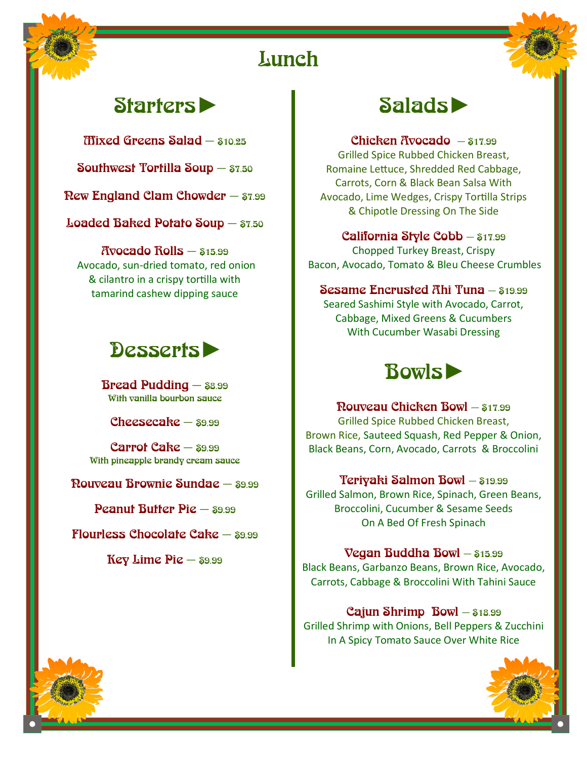# Lunch

## Starters ▶

**Mixed Greens Salad** — $10.25

**Southwest Tortilla Soup** — $7.50

**New England Clam Chowder** — $7.99

**Loaded Baked Potato Soup** — $7.50

**Avocado Rolls** — $15.99
Avocado, sun-dried tomato, red onion & cilantro in a crispy tortilla with tamarind cashew dipping sauce

## Desserts ▶

**Bread Pudding** — $8.99
With vanilla bourbon sauce

**Cheesecake** — $9.99

**Carrot Cake** — $9.99
With pineapple brandy cream sauce

**Nouveau Brownie Sundae** — $9.99

**Peanut Butter Pie** — $9.99

**Flourless Chocolate Cake** — $9.99

**Key Lime Pie** — $9.99

## Salads ▶

**Chicken Avocado** — $17.99
Grilled Spice Rubbed Chicken Breast, Romaine Lettuce, Shredded Red Cabbage, Carrots, Corn & Black Bean Salsa With Avocado, Lime Wedges, Crispy Tortilla Strips & Chipotle Dressing On The Side

**California Style Cobb** — $17.99
Chopped Turkey Breast, Crispy Bacon, Avocado, Tomato & Bleu Cheese Crumbles

**Sesame Encrusted Ahi Tuna** — $19.99
Seared Sashimi Style with Avocado, Carrot, Cabbage, Mixed Greens & Cucumbers With Cucumber Wasabi Dressing

## Bowls ▶

**Nouveau Chicken Bowl** — $17.99
Grilled Spice Rubbed Chicken Breast, Brown Rice, Sauteed Squash, Red Pepper & Onion, Black Beans, Corn, Avocado, Carrots & Broccolini

**Teriyaki Salmon Bowl** — $19.99
Grilled Salmon, Brown Rice, Spinach, Green Beans, Broccolini, Cucumber & Sesame Seeds On A Bed Of Fresh Spinach

**Vegan Buddha Bowl** — $15.99
Black Beans, Garbanzo Beans, Brown Rice, Avocado, Carrots, Cabbage & Broccolini With Tahini Sauce

**Cajun Shrimp Bowl** — $18.99
Grilled Shrimp with Onions, Bell Peppers & Zucchini In A Spicy Tomato Sauce Over White Rice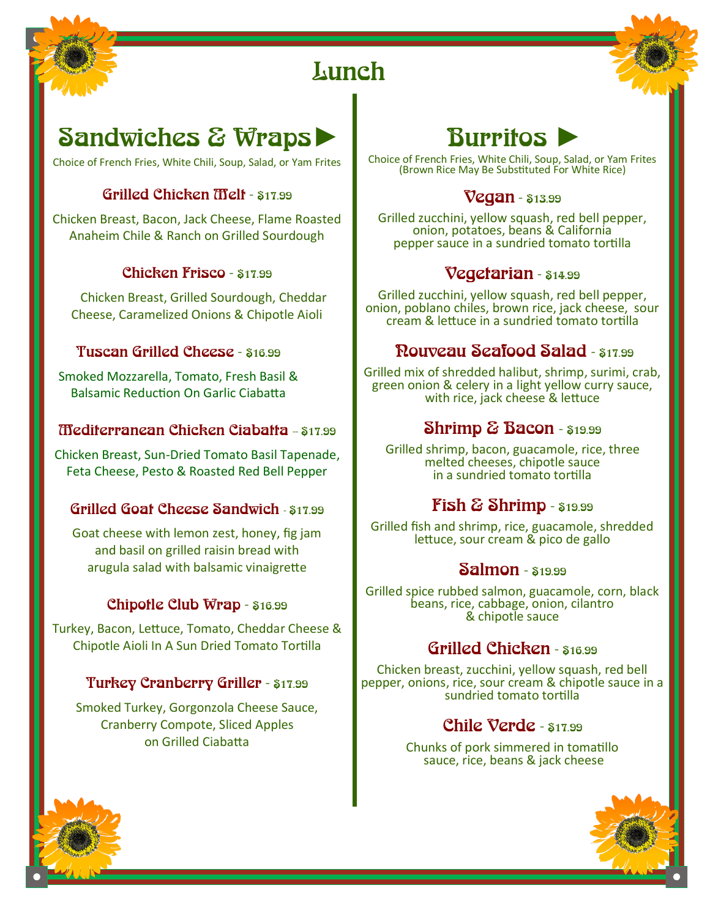# Lunch

## Sandwiches & Wraps ►

Choice of French Fries, White Chili, Soup, Salad, or Yam Frites

### Grilled Chicken Melt - $17.99

Chicken Breast, Bacon, Jack Cheese, Flame Roasted Anaheim Chile & Ranch on Grilled Sourdough

### Chicken Frisco - $17.99

Chicken Breast, Grilled Sourdough, Cheddar Cheese, Caramelized Onions & Chipotle Aioli

### Tuscan Grilled Cheese - $16.99

Smoked Mozzarella, Tomato, Fresh Basil & Balsamic Reduction On Garlic Ciabatta

### Mediterranean Chicken Ciabatta -- $17.99

Chicken Breast, Sun-Dried Tomato Basil Tapenade, Feta Cheese, Pesto & Roasted Red Bell Pepper

### Grilled Goat Cheese Sandwich - $17.99

Goat cheese with lemon zest, honey, fig jam and basil on grilled raisin bread with arugula salad with balsamic vinaigrette

### Chipotle Club Wrap - $16.99

Turkey, Bacon, Lettuce, Tomato, Cheddar Cheese & Chipotle Aioli In A Sun Dried Tomato Tortilla

### Turkey Cranberry Griller - $17.99

Smoked Turkey, Gorgonzola Cheese Sauce, Cranberry Compote, Sliced Apples on Grilled Ciabatta

## Burritos ►

Choice of French Fries, White Chili, Soup, Salad, or Yam Frites
(Brown Rice May Be Substituted For White Rice)

### Vegan - $13.99

Grilled zucchini, yellow squash, red bell pepper, onion, potatoes, beans & California pepper sauce in a sundried tomato tortilla

### Vegetarian - $14.99

Grilled zucchini, yellow squash, red bell pepper, onion, poblano chiles, brown rice, jack cheese, sour cream & lettuce in a sundried tomato tortilla

### Nouveau Seafood Salad - $17.99

Grilled mix of shredded halibut, shrimp, surimi, crab, green onion & celery in a light yellow curry sauce, with rice, jack cheese & lettuce

### Shrimp & Bacon - $19.99

Grilled shrimp, bacon, guacamole, rice, three melted cheeses, chipotle sauce in a sundried tomato tortilla

### Fish & Shrimp - $19.99

Grilled fish and shrimp, rice, guacamole, shredded lettuce, sour cream & pico de gallo

### Salmon - $19.99

Grilled spice rubbed salmon, guacamole, corn, black beans, rice, cabbage, onion, cilantro & chipotle sauce

### Grilled Chicken - $16.99

Chicken breast, zucchini, yellow squash, red bell pepper, onions, rice, sour cream & chipotle sauce in a sundried tomato tortilla

### Chile Verde - $17.99

Chunks of pork simmered in tomatillo sauce, rice, beans & jack cheese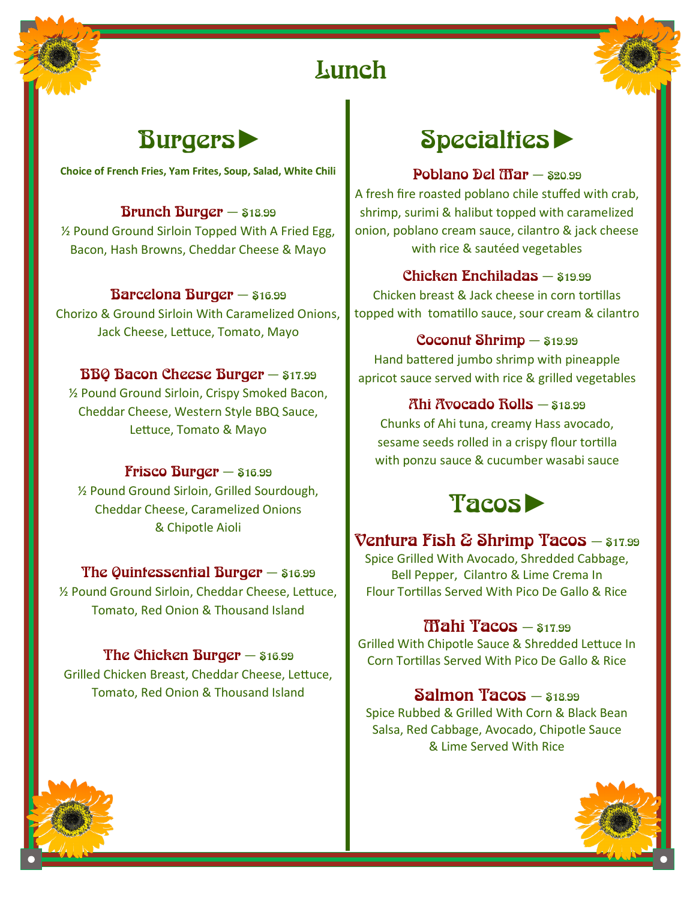# Lunch

## Burgers►

**Choice of French Fries, Yam Frites, Soup, Salad, White Chili**

### Brunch Burger — $18.99

½ Pound Ground Sirloin Topped With A Fried Egg, Bacon, Hash Browns, Cheddar Cheese & Mayo

### Barcelona Burger — $16.99

Chorizo & Ground Sirloin With Caramelized Onions, Jack Cheese, Lettuce, Tomato, Mayo

### BBQ Bacon Cheese Burger — $17.99

½ Pound Ground Sirloin, Crispy Smoked Bacon, Cheddar Cheese, Western Style BBQ Sauce, Lettuce, Tomato & Mayo

### Frisco Burger — $16.99

½ Pound Ground Sirloin, Grilled Sourdough, Cheddar Cheese, Caramelized Onions & Chipotle Aioli

### The Quintessential Burger — $16.99

½ Pound Ground Sirloin, Cheddar Cheese, Lettuce, Tomato, Red Onion & Thousand Island

### The Chicken Burger — $16.99

Grilled Chicken Breast, Cheddar Cheese, Lettuce, Tomato, Red Onion & Thousand Island

## Specialties►

### Poblano Del Mar — $20.99

A fresh fire roasted poblano chile stuffed with crab, shrimp, surimi & halibut topped with caramelized onion, poblano cream sauce, cilantro & jack cheese with rice & sautéed vegetables

### Chicken Enchiladas — $19.99

Chicken breast & Jack cheese in corn tortillas topped with tomatillo sauce, sour cream & cilantro

### Coconut Shrimp — $19.99

Hand battered jumbo shrimp with pineapple apricot sauce served with rice & grilled vegetables

### Ahi Avocado Rolls — $18.99

Chunks of Ahi tuna, creamy Hass avocado, sesame seeds rolled in a crispy flour tortilla with ponzu sauce & cucumber wasabi sauce

## Tacos►

### Ventura Fish & Shrimp Tacos — $17.99

Spice Grilled With Avocado, Shredded Cabbage, Bell Pepper, Cilantro & Lime Crema In Flour Tortillas Served With Pico De Gallo & Rice

### Mahi Tacos — $17.99

Grilled With Chipotle Sauce & Shredded Lettuce In Corn Tortillas Served With Pico De Gallo & Rice

### Salmon Tacos — $18.99

Spice Rubbed & Grilled With Corn & Black Bean Salsa, Red Cabbage, Avocado, Chipotle Sauce & Lime Served With Rice